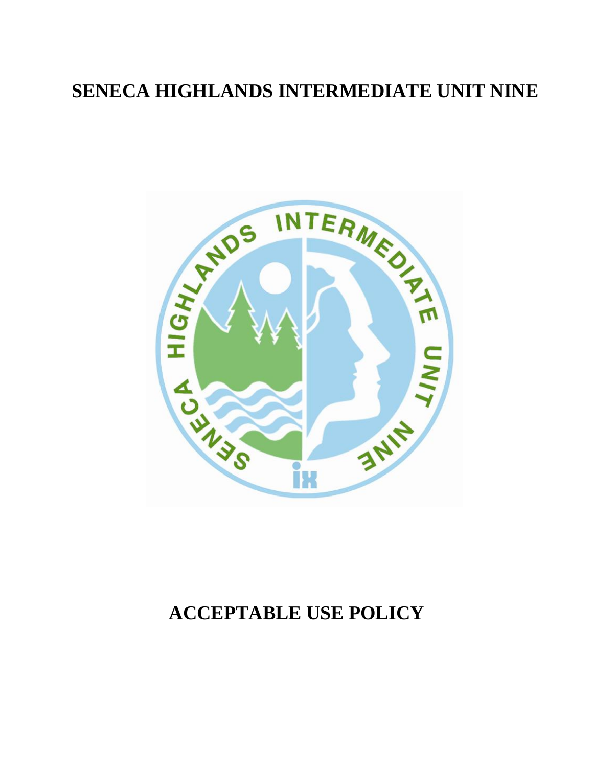# SENECA HIGHLANDS INTERMEDIATE UNIT NINE

# ACCEPTABLE USE POLICY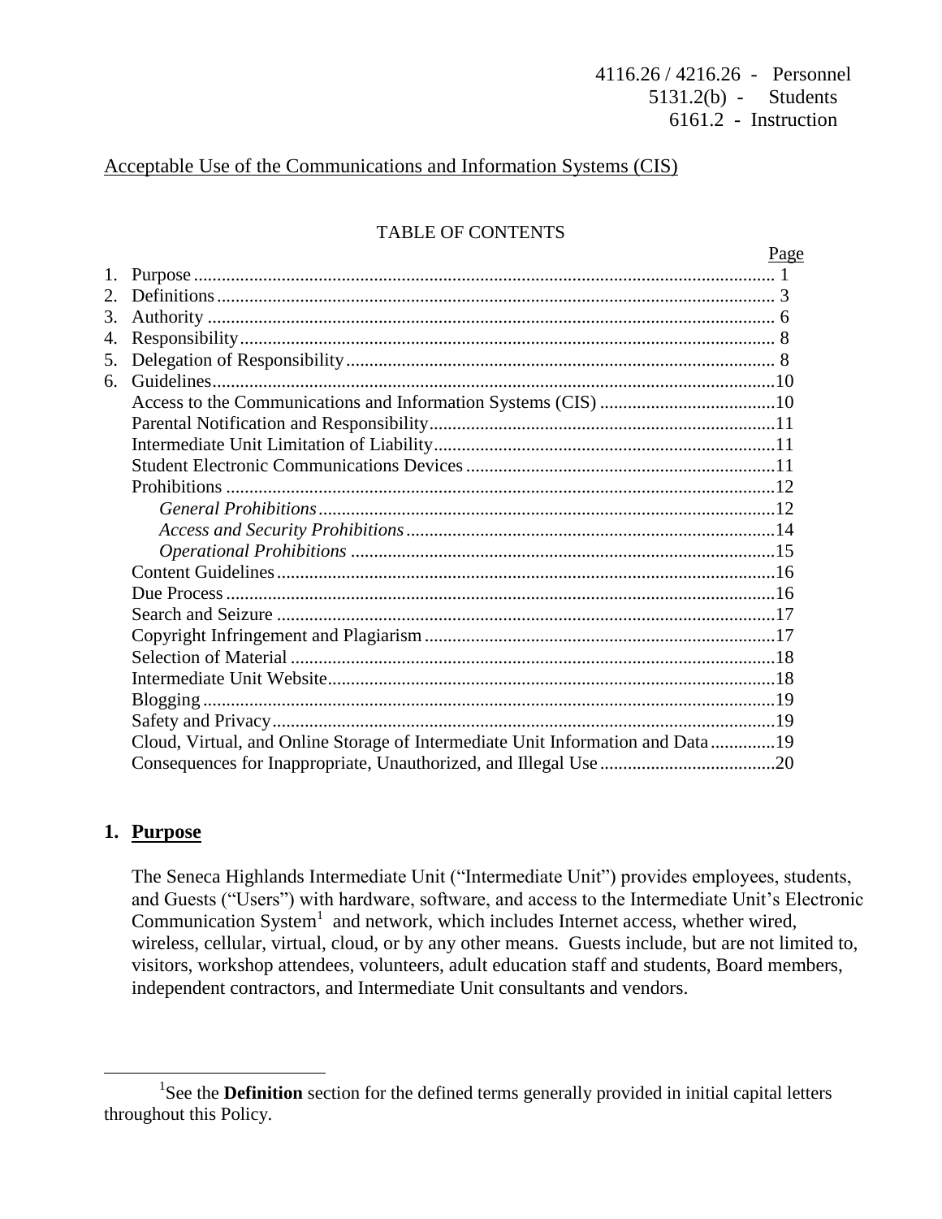4116.26 / 4216.26 - Personnel
5131.2(b) - Students
6161.2 - Instruction

Acceptable Use of the Communications and Information Systems (CIS)

TABLE OF CONTENTS

| | | Page |
|---|---|---|
| 1. | Purpose | 1 |
| 2. | Definitions | 3 |
| 3. | Authority | 6 |
| 4. | Responsibility | 8 |
| 5. | Delegation of Responsibility | 8 |
| 6. | Guidelines | 10 |
| | Access to the Communications and Information Systems (CIS) | 10 |
| | Parental Notification and Responsibility | 11 |
| | Intermediate Unit Limitation of Liability | 11 |
| | Student Electronic Communications Devices | 11 |
| | Prohibitions | 12 |
| | *General Prohibitions* | 12 |
| | *Access and Security Prohibitions* | 14 |
| | *Operational Prohibitions* | 15 |
| | Content Guidelines | 16 |
| | Due Process | 16 |
| | Search and Seizure | 17 |
| | Copyright Infringement and Plagiarism | 17 |
| | Selection of Material | 18 |
| | Intermediate Unit Website | 18 |
| | Blogging | 19 |
| | Safety and Privacy | 19 |
| | Cloud, Virtual, and Online Storage of Intermediate Unit Information and Data | 19 |
| | Consequences for Inappropriate, Unauthorized, and Illegal Use | 20 |

## 1. Purpose

The Seneca Highlands Intermediate Unit ("Intermediate Unit") provides employees, students, and Guests ("Users") with hardware, software, and access to the Intermediate Unit's Electronic Communication System[1] and network, which includes Internet access, whether wired, wireless, cellular, virtual, cloud, or by any other means. Guests include, but are not limited to, visitors, workshop attendees, volunteers, adult education staff and students, Board members, independent contractors, and Intermediate Unit consultants and vendors.

[1] See the **Definition** section for the defined terms generally provided in initial capital letters throughout this Policy.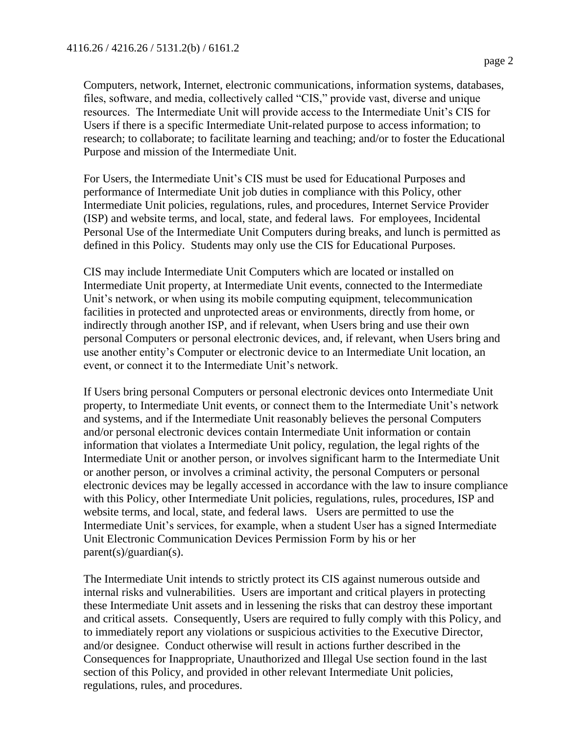Computers, network, Internet, electronic communications, information systems, databases, files, software, and media, collectively called "CIS," provide vast, diverse and unique resources. The Intermediate Unit will provide access to the Intermediate Unit's CIS for Users if there is a specific Intermediate Unit-related purpose to access information; to research; to collaborate; to facilitate learning and teaching; and/or to foster the Educational Purpose and mission of the Intermediate Unit.

For Users, the Intermediate Unit's CIS must be used for Educational Purposes and performance of Intermediate Unit job duties in compliance with this Policy, other Intermediate Unit policies, regulations, rules, and procedures, Internet Service Provider (ISP) and website terms, and local, state, and federal laws. For employees, Incidental Personal Use of the Intermediate Unit Computers during breaks, and lunch is permitted as defined in this Policy. Students may only use the CIS for Educational Purposes.

CIS may include Intermediate Unit Computers which are located or installed on Intermediate Unit property, at Intermediate Unit events, connected to the Intermediate Unit's network, or when using its mobile computing equipment, telecommunication facilities in protected and unprotected areas or environments, directly from home, or indirectly through another ISP, and if relevant, when Users bring and use their own personal Computers or personal electronic devices, and, if relevant, when Users bring and use another entity's Computer or electronic device to an Intermediate Unit location, an event, or connect it to the Intermediate Unit's network.

If Users bring personal Computers or personal electronic devices onto Intermediate Unit property, to Intermediate Unit events, or connect them to the Intermediate Unit's network and systems, and if the Intermediate Unit reasonably believes the personal Computers and/or personal electronic devices contain Intermediate Unit information or contain information that violates a Intermediate Unit policy, regulation, the legal rights of the Intermediate Unit or another person, or involves significant harm to the Intermediate Unit or another person, or involves a criminal activity, the personal Computers or personal electronic devices may be legally accessed in accordance with the law to insure compliance with this Policy, other Intermediate Unit policies, regulations, rules, procedures, ISP and website terms, and local, state, and federal laws. Users are permitted to use the Intermediate Unit's services, for example, when a student User has a signed Intermediate Unit Electronic Communication Devices Permission Form by his or her parent(s)/guardian(s).

The Intermediate Unit intends to strictly protect its CIS against numerous outside and internal risks and vulnerabilities. Users are important and critical players in protecting these Intermediate Unit assets and in lessening the risks that can destroy these important and critical assets. Consequently, Users are required to fully comply with this Policy, and to immediately report any violations or suspicious activities to the Executive Director, and/or designee. Conduct otherwise will result in actions further described in the Consequences for Inappropriate, Unauthorized and Illegal Use section found in the last section of this Policy, and provided in other relevant Intermediate Unit policies, regulations, rules, and procedures.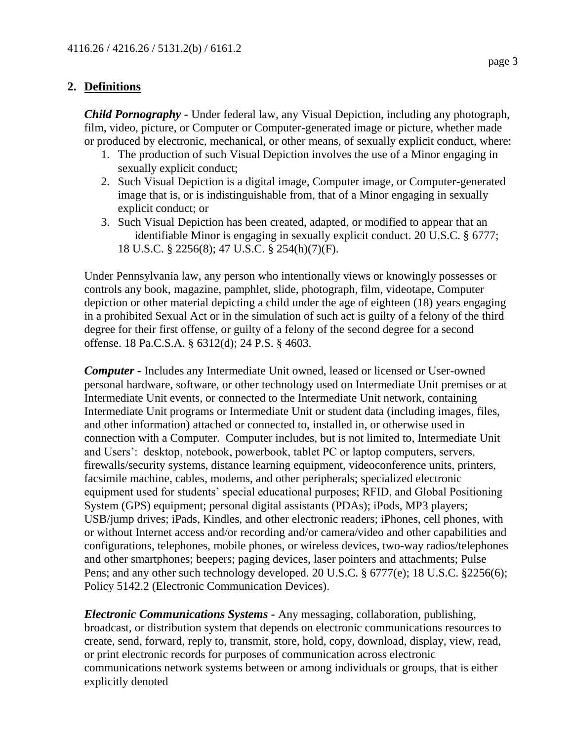## 2. Definitions

***Child Pornography*** **-** Under federal law, any Visual Depiction, including any photograph, film, video, picture, or Computer or Computer-generated image or picture, whether made or produced by electronic, mechanical, or other means, of sexually explicit conduct, where:

1. The production of such Visual Depiction involves the use of a Minor engaging in sexually explicit conduct;
2. Such Visual Depiction is a digital image, Computer image, or Computer-generated image that is, or is indistinguishable from, that of a Minor engaging in sexually explicit conduct; or
3. Such Visual Depiction has been created, adapted, or modified to appear that an identifiable Minor is engaging in sexually explicit conduct. 20 U.S.C. § 6777; 18 U.S.C. § 2256(8); 47 U.S.C. § 254(h)(7)(F).

Under Pennsylvania law, any person who intentionally views or knowingly possesses or controls any book, magazine, pamphlet, slide, photograph, film, videotape, Computer depiction or other material depicting a child under the age of eighteen (18) years engaging in a prohibited Sexual Act or in the simulation of such act is guilty of a felony of the third degree for their first offense, or guilty of a felony of the second degree for a second offense. 18 Pa.C.S.A. § 6312(d); 24 P.S. § 4603.

***Computer*** **-** Includes any Intermediate Unit owned, leased or licensed or User-owned personal hardware, software, or other technology used on Intermediate Unit premises or at Intermediate Unit events, or connected to the Intermediate Unit network, containing Intermediate Unit programs or Intermediate Unit or student data (including images, files, and other information) attached or connected to, installed in, or otherwise used in connection with a Computer. Computer includes, but is not limited to, Intermediate Unit and Users': desktop, notebook, powerbook, tablet PC or laptop computers, servers, firewalls/security systems, distance learning equipment, videoconference units, printers, facsimile machine, cables, modems, and other peripherals; specialized electronic equipment used for students' special educational purposes; RFID, and Global Positioning System (GPS) equipment; personal digital assistants (PDAs); iPods, MP3 players; USB/jump drives; iPads, Kindles, and other electronic readers; iPhones, cell phones, with or without Internet access and/or recording and/or camera/video and other capabilities and configurations, telephones, mobile phones, or wireless devices, two-way radios/telephones and other smartphones; beepers; paging devices, laser pointers and attachments; Pulse Pens; and any other such technology developed. 20 U.S.C. § 6777(e); 18 U.S.C. §2256(6); Policy 5142.2 (Electronic Communication Devices).

***Electronic Communications Systems*** **-** Any messaging, collaboration, publishing, broadcast, or distribution system that depends on electronic communications resources to create, send, forward, reply to, transmit, store, hold, copy, download, display, view, read, or print electronic records for purposes of communication across electronic communications network systems between or among individuals or groups, that is either explicitly denoted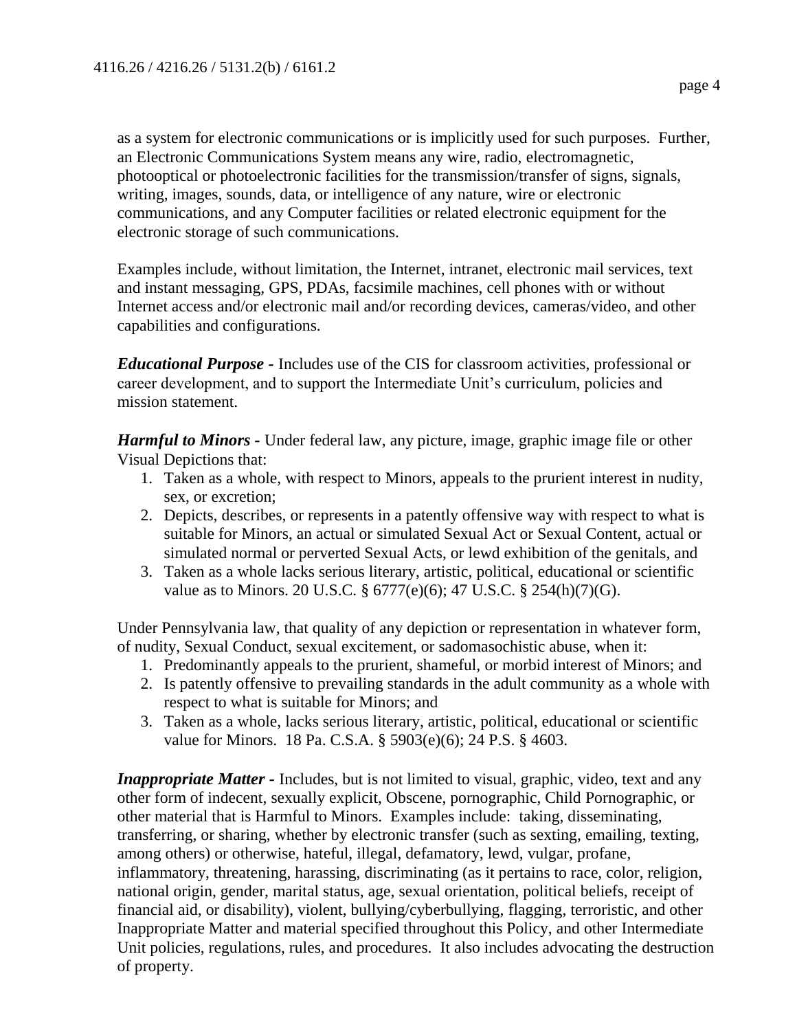as a system for electronic communications or is implicitly used for such purposes. Further, an Electronic Communications System means any wire, radio, electromagnetic, photooptical or photoelectronic facilities for the transmission/transfer of signs, signals, writing, images, sounds, data, or intelligence of any nature, wire or electronic communications, and any Computer facilities or related electronic equipment for the electronic storage of such communications.

Examples include, without limitation, the Internet, intranet, electronic mail services, text and instant messaging, GPS, PDAs, facsimile machines, cell phones with or without Internet access and/or electronic mail and/or recording devices, cameras/video, and other capabilities and configurations.

***Educational Purpose*** - Includes use of the CIS for classroom activities, professional or career development, and to support the Intermediate Unit's curriculum, policies and mission statement.

***Harmful to Minors*** - Under federal law, any picture, image, graphic image file or other Visual Depictions that:

1. Taken as a whole, with respect to Minors, appeals to the prurient interest in nudity, sex, or excretion;
2. Depicts, describes, or represents in a patently offensive way with respect to what is suitable for Minors, an actual or simulated Sexual Act or Sexual Content, actual or simulated normal or perverted Sexual Acts, or lewd exhibition of the genitals, and
3. Taken as a whole lacks serious literary, artistic, political, educational or scientific value as to Minors. 20 U.S.C. § 6777(e)(6); 47 U.S.C. § 254(h)(7)(G).

Under Pennsylvania law, that quality of any depiction or representation in whatever form, of nudity, Sexual Conduct, sexual excitement, or sadomasochistic abuse, when it:

1. Predominantly appeals to the prurient, shameful, or morbid interest of Minors; and
2. Is patently offensive to prevailing standards in the adult community as a whole with respect to what is suitable for Minors; and
3. Taken as a whole, lacks serious literary, artistic, political, educational or scientific value for Minors. 18 Pa. C.S.A. § 5903(e)(6); 24 P.S. § 4603.

***Inappropriate Matter*** - Includes, but is not limited to visual, graphic, video, text and any other form of indecent, sexually explicit, Obscene, pornographic, Child Pornographic, or other material that is Harmful to Minors. Examples include: taking, disseminating, transferring, or sharing, whether by electronic transfer (such as sexting, emailing, texting, among others) or otherwise, hateful, illegal, defamatory, lewd, vulgar, profane, inflammatory, threatening, harassing, discriminating (as it pertains to race, color, religion, national origin, gender, marital status, age, sexual orientation, political beliefs, receipt of financial aid, or disability), violent, bullying/cyberbullying, flagging, terroristic, and other Inappropriate Matter and material specified throughout this Policy, and other Intermediate Unit policies, regulations, rules, and procedures. It also includes advocating the destruction of property.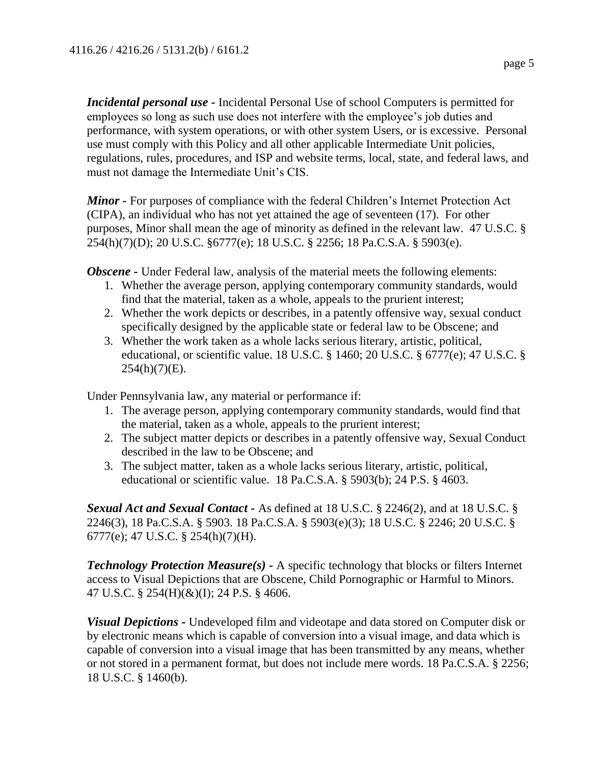***Incidental personal use -*** Incidental Personal Use of school Computers is permitted for employees so long as such use does not interfere with the employee's job duties and performance, with system operations, or with other system Users, or is excessive. Personal use must comply with this Policy and all other applicable Intermediate Unit policies, regulations, rules, procedures, and ISP and website terms, local, state, and federal laws, and must not damage the Intermediate Unit's CIS.

***Minor -*** For purposes of compliance with the federal Children's Internet Protection Act (CIPA), an individual who has not yet attained the age of seventeen (17). For other purposes, Minor shall mean the age of minority as defined in the relevant law. 47 U.S.C. § 254(h)(7)(D); 20 U.S.C. §6777(e); 18 U.S.C. § 2256; 18 Pa.C.S.A. § 5903(e).

***Obscene -*** Under Federal law, analysis of the material meets the following elements:

1. Whether the average person, applying contemporary community standards, would find that the material, taken as a whole, appeals to the prurient interest;
2. Whether the work depicts or describes, in a patently offensive way, sexual conduct specifically designed by the applicable state or federal law to be Obscene; and
3. Whether the work taken as a whole lacks serious literary, artistic, political, educational, or scientific value. 18 U.S.C. § 1460; 20 U.S.C. § 6777(e); 47 U.S.C. § 254(h)(7)(E).

Under Pennsylvania law, any material or performance if:

1. The average person, applying contemporary community standards, would find that the material, taken as a whole, appeals to the prurient interest;
2. The subject matter depicts or describes in a patently offensive way, Sexual Conduct described in the law to be Obscene; and
3. The subject matter, taken as a whole lacks serious literary, artistic, political, educational or scientific value. 18 Pa.C.S.A. § 5903(b); 24 P.S. § 4603.

***Sexual Act and Sexual Contact -*** As defined at 18 U.S.C. § 2246(2), and at 18 U.S.C. § 2246(3), 18 Pa.C.S.A. § 5903. 18 Pa.C.S.A. § 5903(e)(3); 18 U.S.C. § 2246; 20 U.S.C. § 6777(e); 47 U.S.C. § 254(h)(7)(H).

***Technology Protection Measure(s) -*** A specific technology that blocks or filters Internet access to Visual Depictions that are Obscene, Child Pornographic or Harmful to Minors. 47 U.S.C. § 254(H)(&)(I); 24 P.S. § 4606.

***Visual Depictions -*** Undeveloped film and videotape and data stored on Computer disk or by electronic means which is capable of conversion into a visual image, and data which is capable of conversion into a visual image that has been transmitted by any means, whether or not stored in a permanent format, but does not include mere words. 18 Pa.C.S.A. § 2256; 18 U.S.C. § 1460(b).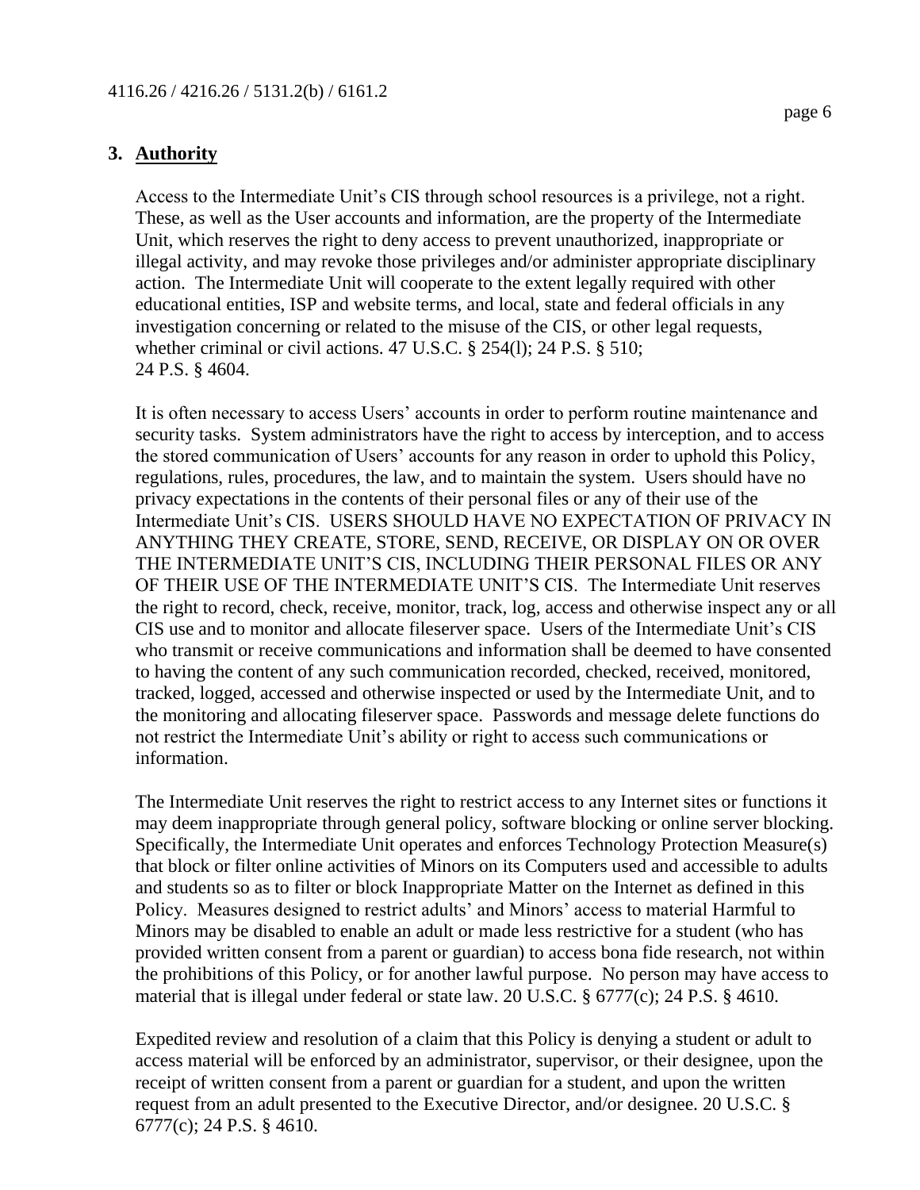## 3. Authority

Access to the Intermediate Unit's CIS through school resources is a privilege, not a right. These, as well as the User accounts and information, are the property of the Intermediate Unit, which reserves the right to deny access to prevent unauthorized, inappropriate or illegal activity, and may revoke those privileges and/or administer appropriate disciplinary action. The Intermediate Unit will cooperate to the extent legally required with other educational entities, ISP and website terms, and local, state and federal officials in any investigation concerning or related to the misuse of the CIS, or other legal requests, whether criminal or civil actions. 47 U.S.C. § 254(l); 24 P.S. § 510; 24 P.S. § 4604.

It is often necessary to access Users' accounts in order to perform routine maintenance and security tasks. System administrators have the right to access by interception, and to access the stored communication of Users' accounts for any reason in order to uphold this Policy, regulations, rules, procedures, the law, and to maintain the system. Users should have no privacy expectations in the contents of their personal files or any of their use of the Intermediate Unit's CIS. USERS SHOULD HAVE NO EXPECTATION OF PRIVACY IN ANYTHING THEY CREATE, STORE, SEND, RECEIVE, OR DISPLAY ON OR OVER THE INTERMEDIATE UNIT'S CIS, INCLUDING THEIR PERSONAL FILES OR ANY OF THEIR USE OF THE INTERMEDIATE UNIT'S CIS. The Intermediate Unit reserves the right to record, check, receive, monitor, track, log, access and otherwise inspect any or all CIS use and to monitor and allocate fileserver space. Users of the Intermediate Unit's CIS who transmit or receive communications and information shall be deemed to have consented to having the content of any such communication recorded, checked, received, monitored, tracked, logged, accessed and otherwise inspected or used by the Intermediate Unit, and to the monitoring and allocating fileserver space. Passwords and message delete functions do not restrict the Intermediate Unit's ability or right to access such communications or information.

The Intermediate Unit reserves the right to restrict access to any Internet sites or functions it may deem inappropriate through general policy, software blocking or online server blocking. Specifically, the Intermediate Unit operates and enforces Technology Protection Measure(s) that block or filter online activities of Minors on its Computers used and accessible to adults and students so as to filter or block Inappropriate Matter on the Internet as defined in this Policy. Measures designed to restrict adults' and Minors' access to material Harmful to Minors may be disabled to enable an adult or made less restrictive for a student (who has provided written consent from a parent or guardian) to access bona fide research, not within the prohibitions of this Policy, or for another lawful purpose. No person may have access to material that is illegal under federal or state law. 20 U.S.C. § 6777(c); 24 P.S. § 4610.

Expedited review and resolution of a claim that this Policy is denying a student or adult to access material will be enforced by an administrator, supervisor, or their designee, upon the receipt of written consent from a parent or guardian for a student, and upon the written request from an adult presented to the Executive Director, and/or designee. 20 U.S.C. § 6777(c); 24 P.S. § 4610.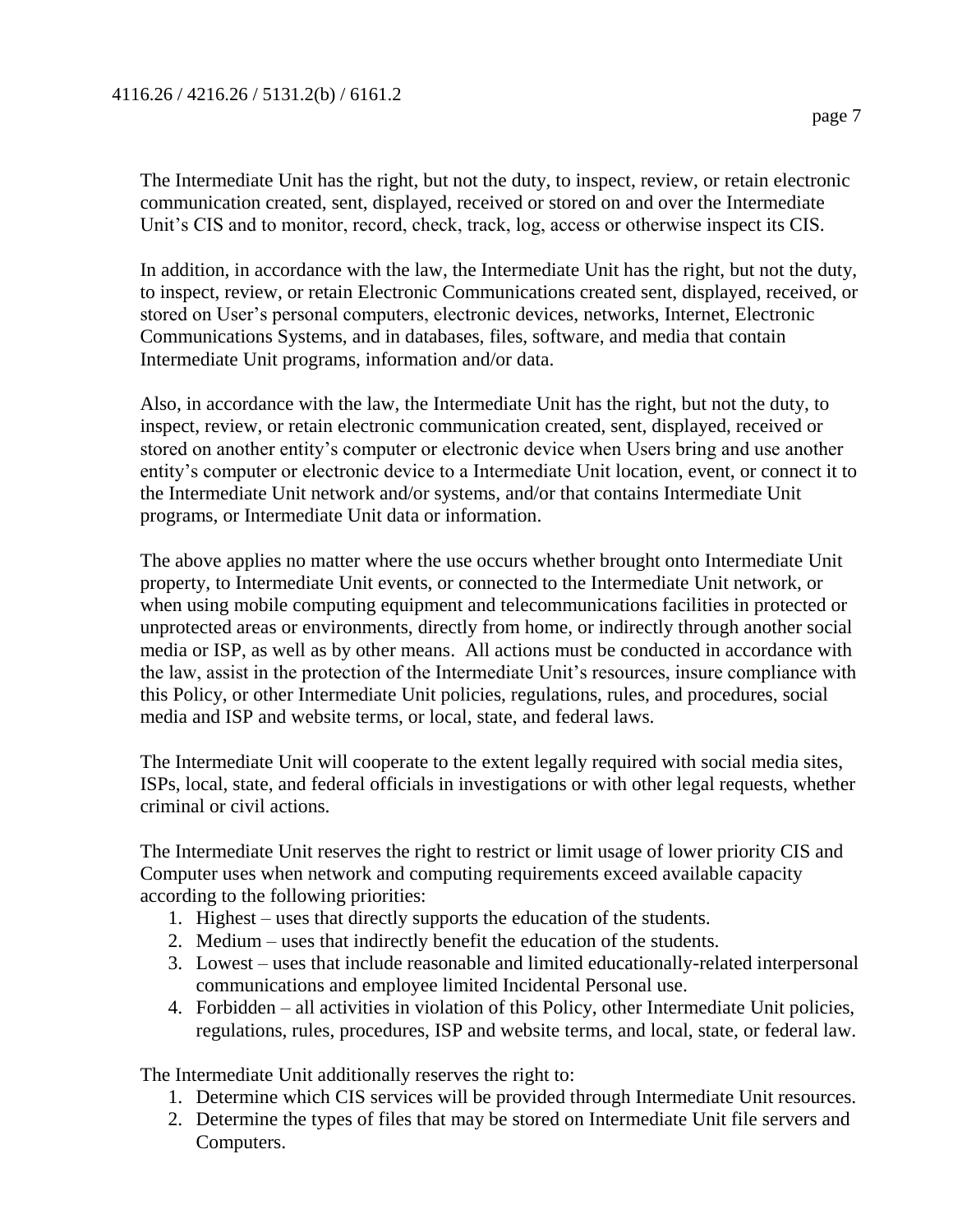The Intermediate Unit has the right, but not the duty, to inspect, review, or retain electronic communication created, sent, displayed, received or stored on and over the Intermediate Unit's CIS and to monitor, record, check, track, log, access or otherwise inspect its CIS.

In addition, in accordance with the law, the Intermediate Unit has the right, but not the duty, to inspect, review, or retain Electronic Communications created sent, displayed, received, or stored on User's personal computers, electronic devices, networks, Internet, Electronic Communications Systems, and in databases, files, software, and media that contain Intermediate Unit programs, information and/or data.

Also, in accordance with the law, the Intermediate Unit has the right, but not the duty, to inspect, review, or retain electronic communication created, sent, displayed, received or stored on another entity's computer or electronic device when Users bring and use another entity's computer or electronic device to a Intermediate Unit location, event, or connect it to the Intermediate Unit network and/or systems, and/or that contains Intermediate Unit programs, or Intermediate Unit data or information.

The above applies no matter where the use occurs whether brought onto Intermediate Unit property, to Intermediate Unit events, or connected to the Intermediate Unit network, or when using mobile computing equipment and telecommunications facilities in protected or unprotected areas or environments, directly from home, or indirectly through another social media or ISP, as well as by other means. All actions must be conducted in accordance with the law, assist in the protection of the Intermediate Unit's resources, insure compliance with this Policy, or other Intermediate Unit policies, regulations, rules, and procedures, social media and ISP and website terms, or local, state, and federal laws.

The Intermediate Unit will cooperate to the extent legally required with social media sites, ISPs, local, state, and federal officials in investigations or with other legal requests, whether criminal or civil actions.

The Intermediate Unit reserves the right to restrict or limit usage of lower priority CIS and Computer uses when network and computing requirements exceed available capacity according to the following priorities:

1. Highest – uses that directly supports the education of the students.
2. Medium – uses that indirectly benefit the education of the students.
3. Lowest – uses that include reasonable and limited educationally-related interpersonal communications and employee limited Incidental Personal use.
4. Forbidden – all activities in violation of this Policy, other Intermediate Unit policies, regulations, rules, procedures, ISP and website terms, and local, state, or federal law.

The Intermediate Unit additionally reserves the right to:

1. Determine which CIS services will be provided through Intermediate Unit resources.
2. Determine the types of files that may be stored on Intermediate Unit file servers and Computers.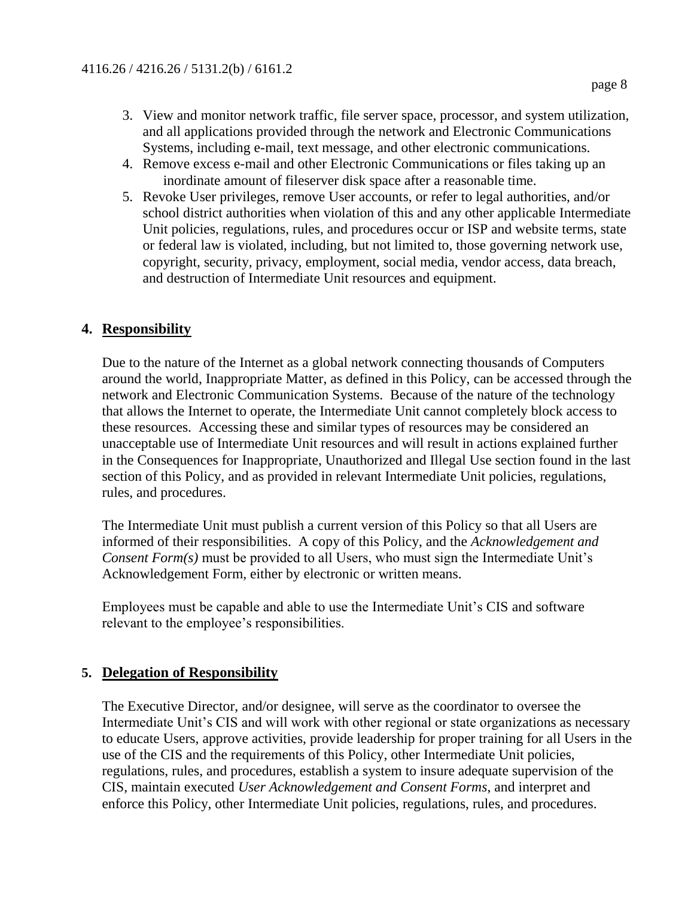3. View and monitor network traffic, file server space, processor, and system utilization, and all applications provided through the network and Electronic Communications Systems, including e-mail, text message, and other electronic communications.
4. Remove excess e-mail and other Electronic Communications or files taking up an inordinate amount of fileserver disk space after a reasonable time.
5. Revoke User privileges, remove User accounts, or refer to legal authorities, and/or school district authorities when violation of this and any other applicable Intermediate Unit policies, regulations, rules, and procedures occur or ISP and website terms, state or federal law is violated, including, but not limited to, those governing network use, copyright, security, privacy, employment, social media, vendor access, data breach, and destruction of Intermediate Unit resources and equipment.

## 4. Responsibility

Due to the nature of the Internet as a global network connecting thousands of Computers around the world, Inappropriate Matter, as defined in this Policy, can be accessed through the network and Electronic Communication Systems. Because of the nature of the technology that allows the Internet to operate, the Intermediate Unit cannot completely block access to these resources. Accessing these and similar types of resources may be considered an unacceptable use of Intermediate Unit resources and will result in actions explained further in the Consequences for Inappropriate, Unauthorized and Illegal Use section found in the last section of this Policy, and as provided in relevant Intermediate Unit policies, regulations, rules, and procedures.

The Intermediate Unit must publish a current version of this Policy so that all Users are informed of their responsibilities. A copy of this Policy, and the *Acknowledgement and Consent Form(s)* must be provided to all Users, who must sign the Intermediate Unit's Acknowledgement Form, either by electronic or written means.

Employees must be capable and able to use the Intermediate Unit's CIS and software relevant to the employee's responsibilities.

## 5. Delegation of Responsibility

The Executive Director, and/or designee, will serve as the coordinator to oversee the Intermediate Unit's CIS and will work with other regional or state organizations as necessary to educate Users, approve activities, provide leadership for proper training for all Users in the use of the CIS and the requirements of this Policy, other Intermediate Unit policies, regulations, rules, and procedures, establish a system to insure adequate supervision of the CIS, maintain executed *User Acknowledgement and Consent Forms*, and interpret and enforce this Policy, other Intermediate Unit policies, regulations, rules, and procedures.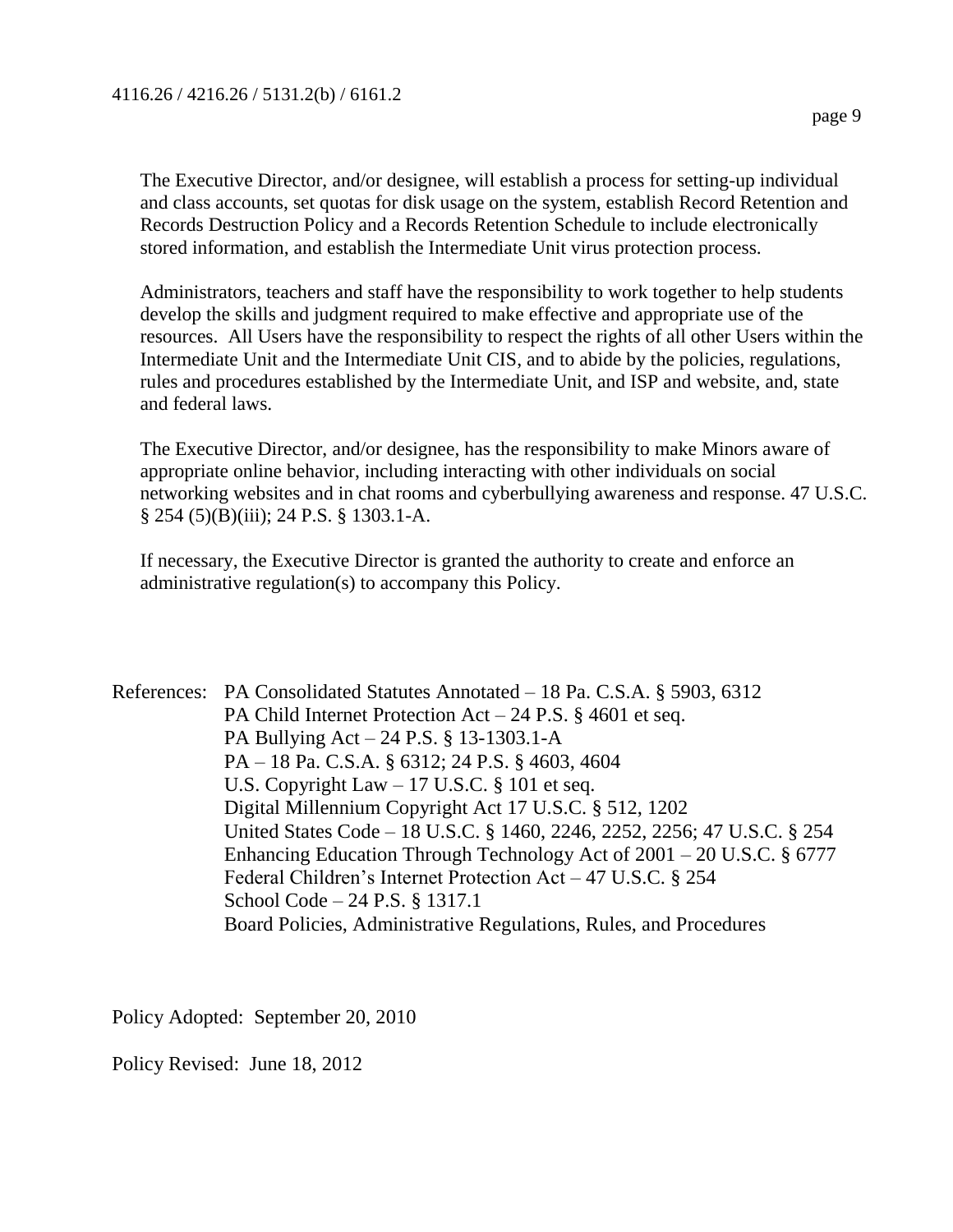The Executive Director, and/or designee, will establish a process for setting-up individual and class accounts, set quotas for disk usage on the system, establish Record Retention and Records Destruction Policy and a Records Retention Schedule to include electronically stored information, and establish the Intermediate Unit virus protection process.

Administrators, teachers and staff have the responsibility to work together to help students develop the skills and judgment required to make effective and appropriate use of the resources. All Users have the responsibility to respect the rights of all other Users within the Intermediate Unit and the Intermediate Unit CIS, and to abide by the policies, regulations, rules and procedures established by the Intermediate Unit, and ISP and website, and, state and federal laws.

The Executive Director, and/or designee, has the responsibility to make Minors aware of appropriate online behavior, including interacting with other individuals on social networking websites and in chat rooms and cyberbullying awareness and response. 47 U.S.C. § 254 (5)(B)(iii); 24 P.S. § 1303.1-A.

If necessary, the Executive Director is granted the authority to create and enforce an administrative regulation(s) to accompany this Policy.

References:
- PA Consolidated Statutes Annotated – 18 Pa. C.S.A. § 5903, 6312
- PA Child Internet Protection Act – 24 P.S. § 4601 et seq.
- PA Bullying Act – 24 P.S. § 13-1303.1-A
- PA – 18 Pa. C.S.A. § 6312; 24 P.S. § 4603, 4604
- U.S. Copyright Law – 17 U.S.C. § 101 et seq.
- Digital Millennium Copyright Act 17 U.S.C. § 512, 1202
- United States Code – 18 U.S.C. § 1460, 2246, 2252, 2256; 47 U.S.C. § 254
- Enhancing Education Through Technology Act of 2001 – 20 U.S.C. § 6777
- Federal Children's Internet Protection Act – 47 U.S.C. § 254
- School Code – 24 P.S. § 1317.1
- Board Policies, Administrative Regulations, Rules, and Procedures

Policy Adopted: September 20, 2010

Policy Revised: June 18, 2012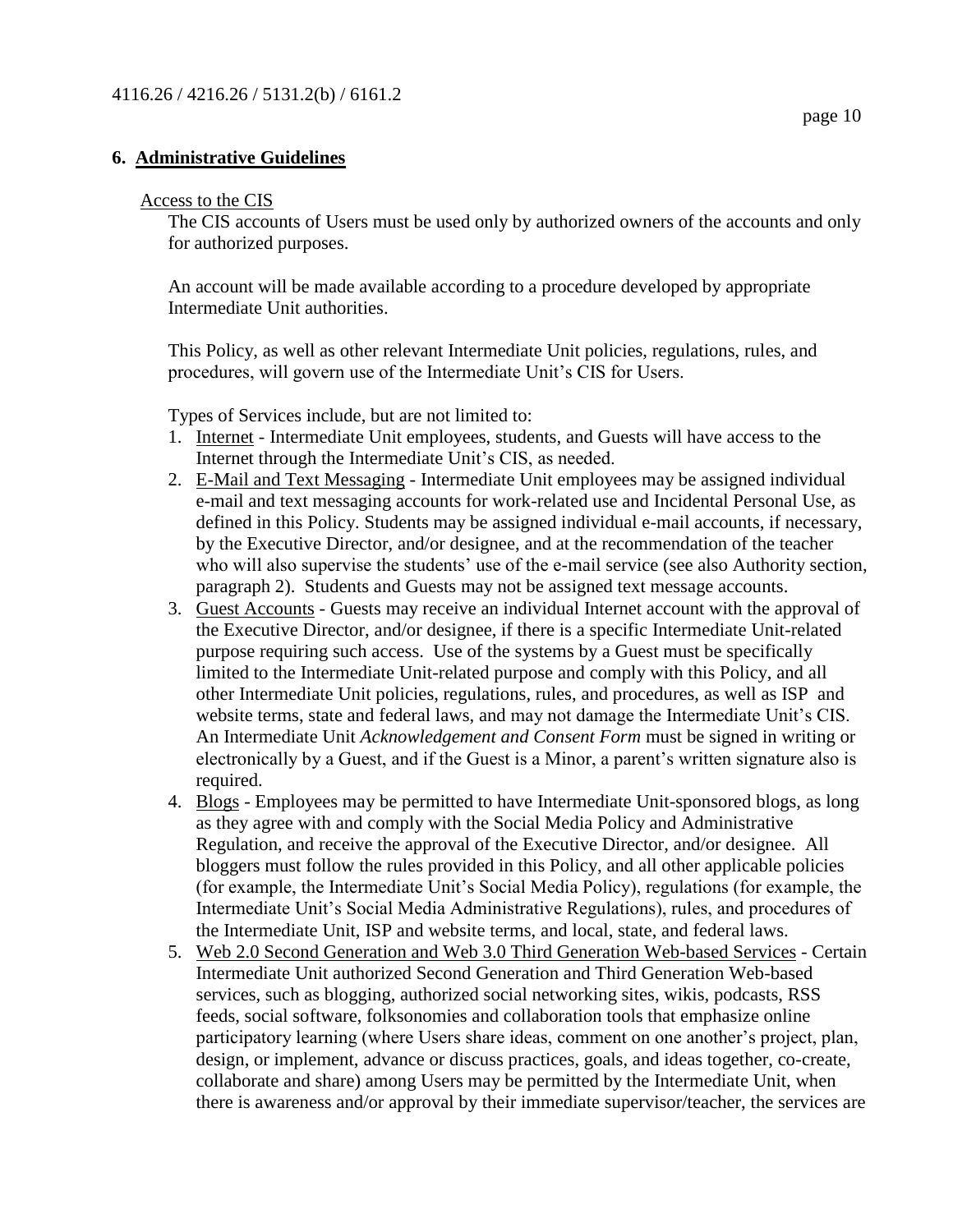## 6. Administrative Guidelines

Access to the CIS

The CIS accounts of Users must be used only by authorized owners of the accounts and only for authorized purposes.

An account will be made available according to a procedure developed by appropriate Intermediate Unit authorities.

This Policy, as well as other relevant Intermediate Unit policies, regulations, rules, and procedures, will govern use of the Intermediate Unit's CIS for Users.

Types of Services include, but are not limited to:

1. Internet - Intermediate Unit employees, students, and Guests will have access to the Internet through the Intermediate Unit's CIS, as needed.
2. E-Mail and Text Messaging - Intermediate Unit employees may be assigned individual e-mail and text messaging accounts for work-related use and Incidental Personal Use, as defined in this Policy. Students may be assigned individual e-mail accounts, if necessary, by the Executive Director, and/or designee, and at the recommendation of the teacher who will also supervise the students' use of the e-mail service (see also Authority section, paragraph 2). Students and Guests may not be assigned text message accounts.
3. Guest Accounts - Guests may receive an individual Internet account with the approval of the Executive Director, and/or designee, if there is a specific Intermediate Unit-related purpose requiring such access. Use of the systems by a Guest must be specifically limited to the Intermediate Unit-related purpose and comply with this Policy, and all other Intermediate Unit policies, regulations, rules, and procedures, as well as ISP and website terms, state and federal laws, and may not damage the Intermediate Unit's CIS. An Intermediate Unit *Acknowledgement and Consent Form* must be signed in writing or electronically by a Guest, and if the Guest is a Minor, a parent's written signature also is required.
4. Blogs - Employees may be permitted to have Intermediate Unit-sponsored blogs, as long as they agree with and comply with the Social Media Policy and Administrative Regulation, and receive the approval of the Executive Director, and/or designee. All bloggers must follow the rules provided in this Policy, and all other applicable policies (for example, the Intermediate Unit's Social Media Policy), regulations (for example, the Intermediate Unit's Social Media Administrative Regulations), rules, and procedures of the Intermediate Unit, ISP and website terms, and local, state, and federal laws.
5. Web 2.0 Second Generation and Web 3.0 Third Generation Web-based Services - Certain Intermediate Unit authorized Second Generation and Third Generation Web-based services, such as blogging, authorized social networking sites, wikis, podcasts, RSS feeds, social software, folksonomies and collaboration tools that emphasize online participatory learning (where Users share ideas, comment on one another's project, plan, design, or implement, advance or discuss practices, goals, and ideas together, co-create, collaborate and share) among Users may be permitted by the Intermediate Unit, when there is awareness and/or approval by their immediate supervisor/teacher, the services are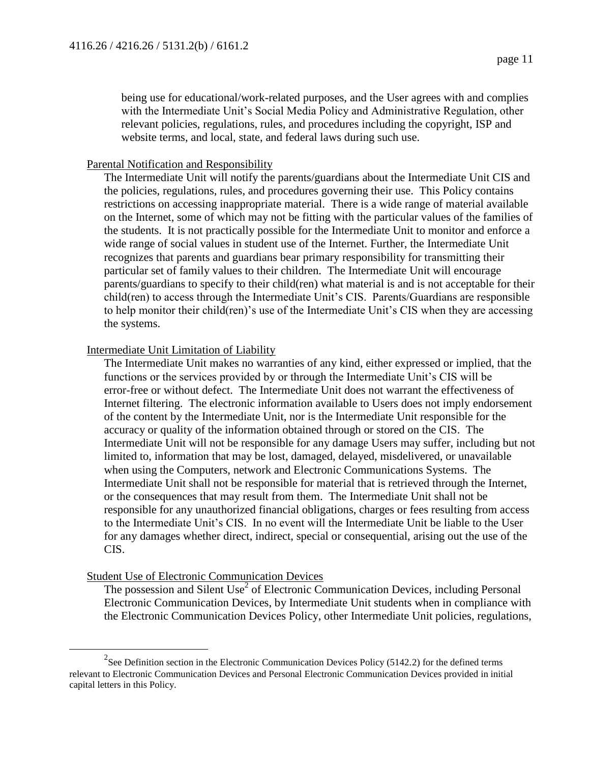being use for educational/work-related purposes, and the User agrees with and complies with the Intermediate Unit's Social Media Policy and Administrative Regulation, other relevant policies, regulations, rules, and procedures including the copyright, ISP and website terms, and local, state, and federal laws during such use.

Parental Notification and Responsibility

The Intermediate Unit will notify the parents/guardians about the Intermediate Unit CIS and the policies, regulations, rules, and procedures governing their use. This Policy contains restrictions on accessing inappropriate material. There is a wide range of material available on the Internet, some of which may not be fitting with the particular values of the families of the students. It is not practically possible for the Intermediate Unit to monitor and enforce a wide range of social values in student use of the Internet. Further, the Intermediate Unit recognizes that parents and guardians bear primary responsibility for transmitting their particular set of family values to their children. The Intermediate Unit will encourage parents/guardians to specify to their child(ren) what material is and is not acceptable for their child(ren) to access through the Intermediate Unit's CIS. Parents/Guardians are responsible to help monitor their child(ren)'s use of the Intermediate Unit's CIS when they are accessing the systems.

Intermediate Unit Limitation of Liability

The Intermediate Unit makes no warranties of any kind, either expressed or implied, that the functions or the services provided by or through the Intermediate Unit's CIS will be error-free or without defect. The Intermediate Unit does not warrant the effectiveness of Internet filtering. The electronic information available to Users does not imply endorsement of the content by the Intermediate Unit, nor is the Intermediate Unit responsible for the accuracy or quality of the information obtained through or stored on the CIS. The Intermediate Unit will not be responsible for any damage Users may suffer, including but not limited to, information that may be lost, damaged, delayed, misdelivered, or unavailable when using the Computers, network and Electronic Communications Systems. The Intermediate Unit shall not be responsible for material that is retrieved through the Internet, or the consequences that may result from them. The Intermediate Unit shall not be responsible for any unauthorized financial obligations, charges or fees resulting from access to the Intermediate Unit's CIS. In no event will the Intermediate Unit be liable to the User for any damages whether direct, indirect, special or consequential, arising out the use of the CIS.

Student Use of Electronic Communication Devices

The possession and Silent Use[2] of Electronic Communication Devices, including Personal Electronic Communication Devices, by Intermediate Unit students when in compliance with the Electronic Communication Devices Policy, other Intermediate Unit policies, regulations,

[2] See Definition section in the Electronic Communication Devices Policy (5142.2) for the defined terms relevant to Electronic Communication Devices and Personal Electronic Communication Devices provided in initial capital letters in this Policy.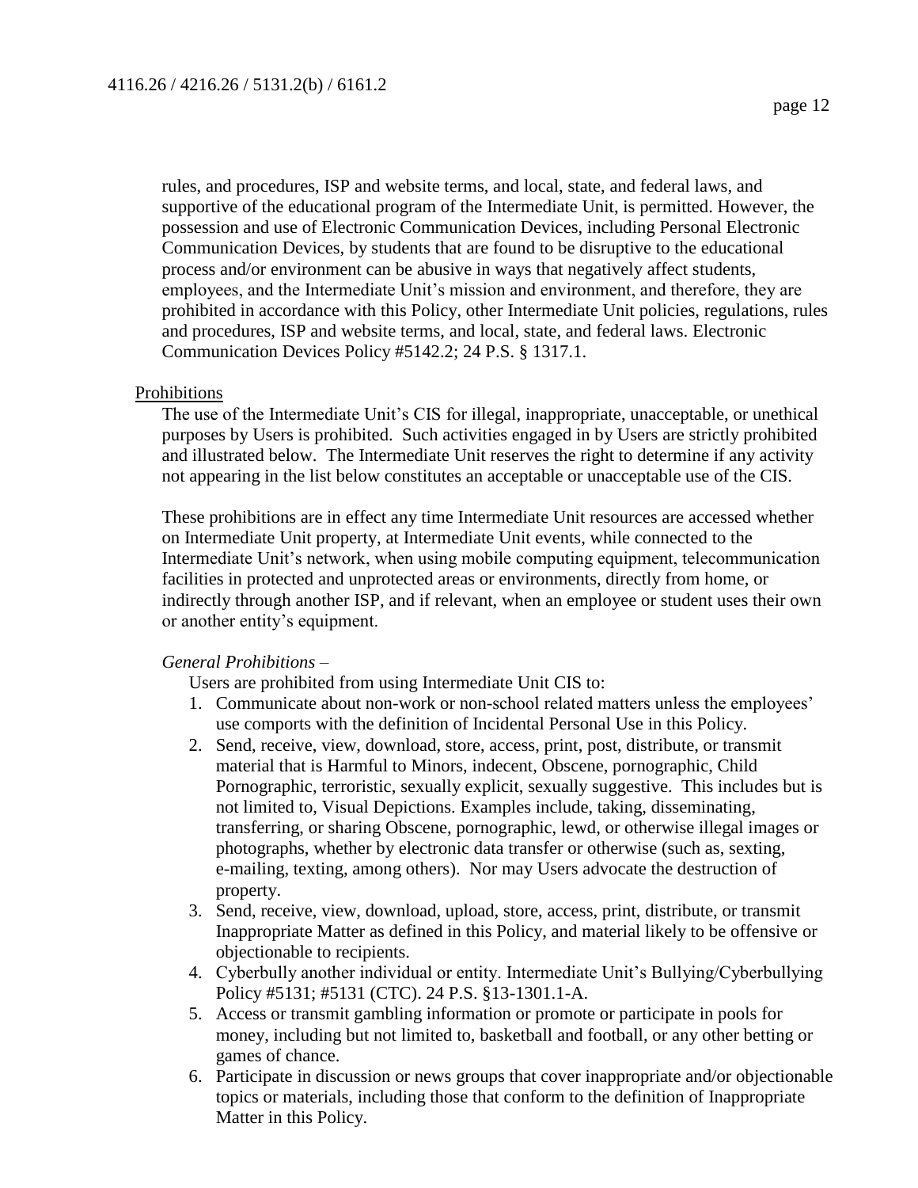rules, and procedures, ISP and website terms, and local, state, and federal laws, and supportive of the educational program of the Intermediate Unit, is permitted. However, the possession and use of Electronic Communication Devices, including Personal Electronic Communication Devices, by students that are found to be disruptive to the educational process and/or environment can be abusive in ways that negatively affect students, employees, and the Intermediate Unit's mission and environment, and therefore, they are prohibited in accordance with this Policy, other Intermediate Unit policies, regulations, rules and procedures, ISP and website terms, and local, state, and federal laws. Electronic Communication Devices Policy #5142.2; 24 P.S. § 1317.1.

Prohibitions

The use of the Intermediate Unit's CIS for illegal, inappropriate, unacceptable, or unethical purposes by Users is prohibited. Such activities engaged in by Users are strictly prohibited and illustrated below. The Intermediate Unit reserves the right to determine if any activity not appearing in the list below constitutes an acceptable or unacceptable use of the CIS.

These prohibitions are in effect any time Intermediate Unit resources are accessed whether on Intermediate Unit property, at Intermediate Unit events, while connected to the Intermediate Unit's network, when using mobile computing equipment, telecommunication facilities in protected and unprotected areas or environments, directly from home, or indirectly through another ISP, and if relevant, when an employee or student uses their own or another entity's equipment.

*General Prohibitions* –

Users are prohibited from using Intermediate Unit CIS to:

1. Communicate about non-work or non-school related matters unless the employees' use comports with the definition of Incidental Personal Use in this Policy.
2. Send, receive, view, download, store, access, print, post, distribute, or transmit material that is Harmful to Minors, indecent, Obscene, pornographic, Child Pornographic, terroristic, sexually explicit, sexually suggestive. This includes but is not limited to, Visual Depictions. Examples include, taking, disseminating, transferring, or sharing Obscene, pornographic, lewd, or otherwise illegal images or photographs, whether by electronic data transfer or otherwise (such as, sexting, e-mailing, texting, among others). Nor may Users advocate the destruction of property.
3. Send, receive, view, download, upload, store, access, print, distribute, or transmit Inappropriate Matter as defined in this Policy, and material likely to be offensive or objectionable to recipients.
4. Cyberbully another individual or entity. Intermediate Unit's Bullying/Cyberbullying Policy #5131; #5131 (CTC). 24 P.S. §13-1301.1-A.
5. Access or transmit gambling information or promote or participate in pools for money, including but not limited to, basketball and football, or any other betting or games of chance.
6. Participate in discussion or news groups that cover inappropriate and/or objectionable topics or materials, including those that conform to the definition of Inappropriate Matter in this Policy.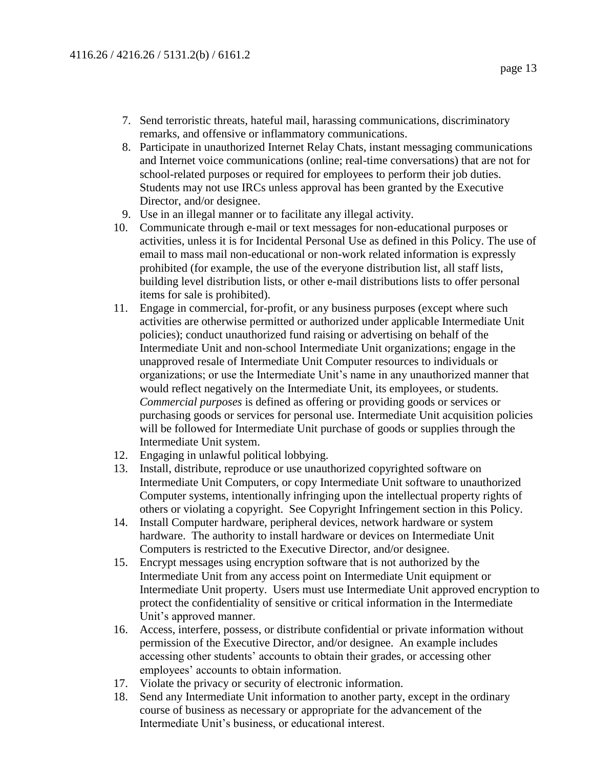7. Send terroristic threats, hateful mail, harassing communications, discriminatory remarks, and offensive or inflammatory communications.
8. Participate in unauthorized Internet Relay Chats, instant messaging communications and Internet voice communications (online; real-time conversations) that are not for school-related purposes or required for employees to perform their job duties. Students may not use IRCs unless approval has been granted by the Executive Director, and/or designee.
9. Use in an illegal manner or to facilitate any illegal activity.
10. Communicate through e-mail or text messages for non-educational purposes or activities, unless it is for Incidental Personal Use as defined in this Policy. The use of email to mass mail non-educational or non-work related information is expressly prohibited (for example, the use of the everyone distribution list, all staff lists, building level distribution lists, or other e-mail distributions lists to offer personal items for sale is prohibited).
11. Engage in commercial, for-profit, or any business purposes (except where such activities are otherwise permitted or authorized under applicable Intermediate Unit policies); conduct unauthorized fund raising or advertising on behalf of the Intermediate Unit and non-school Intermediate Unit organizations; engage in the unapproved resale of Intermediate Unit Computer resources to individuals or organizations; or use the Intermediate Unit's name in any unauthorized manner that would reflect negatively on the Intermediate Unit, its employees, or students. *Commercial purposes* is defined as offering or providing goods or services or purchasing goods or services for personal use. Intermediate Unit acquisition policies will be followed for Intermediate Unit purchase of goods or supplies through the Intermediate Unit system.
12. Engaging in unlawful political lobbying.
13. Install, distribute, reproduce or use unauthorized copyrighted software on Intermediate Unit Computers, or copy Intermediate Unit software to unauthorized Computer systems, intentionally infringing upon the intellectual property rights of others or violating a copyright. See Copyright Infringement section in this Policy.
14. Install Computer hardware, peripheral devices, network hardware or system hardware. The authority to install hardware or devices on Intermediate Unit Computers is restricted to the Executive Director, and/or designee.
15. Encrypt messages using encryption software that is not authorized by the Intermediate Unit from any access point on Intermediate Unit equipment or Intermediate Unit property. Users must use Intermediate Unit approved encryption to protect the confidentiality of sensitive or critical information in the Intermediate Unit's approved manner.
16. Access, interfere, possess, or distribute confidential or private information without permission of the Executive Director, and/or designee. An example includes accessing other students' accounts to obtain their grades, or accessing other employees' accounts to obtain information.
17. Violate the privacy or security of electronic information.
18. Send any Intermediate Unit information to another party, except in the ordinary course of business as necessary or appropriate for the advancement of the Intermediate Unit's business, or educational interest.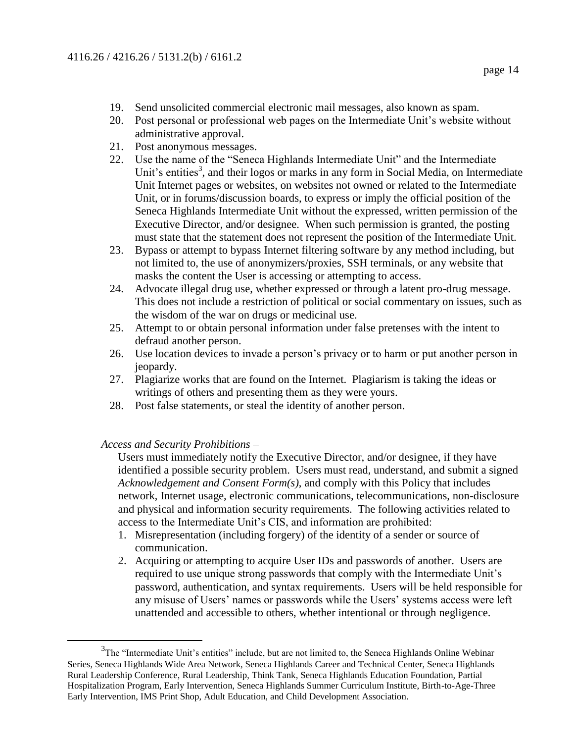19. Send unsolicited commercial electronic mail messages, also known as spam.
20. Post personal or professional web pages on the Intermediate Unit's website without administrative approval.
21. Post anonymous messages.
22. Use the name of the "Seneca Highlands Intermediate Unit" and the Intermediate Unit's entities[3], and their logos or marks in any form in Social Media, on Intermediate Unit Internet pages or websites, on websites not owned or related to the Intermediate Unit, or in forums/discussion boards, to express or imply the official position of the Seneca Highlands Intermediate Unit without the expressed, written permission of the Executive Director, and/or designee. When such permission is granted, the posting must state that the statement does not represent the position of the Intermediate Unit.
23. Bypass or attempt to bypass Internet filtering software by any method including, but not limited to, the use of anonymizers/proxies, SSH terminals, or any website that masks the content the User is accessing or attempting to access.
24. Advocate illegal drug use, whether expressed or through a latent pro-drug message. This does not include a restriction of political or social commentary on issues, such as the wisdom of the war on drugs or medicinal use.
25. Attempt to or obtain personal information under false pretenses with the intent to defraud another person.
26. Use location devices to invade a person's privacy or to harm or put another person in jeopardy.
27. Plagiarize works that are found on the Internet. Plagiarism is taking the ideas or writings of others and presenting them as they were yours.
28. Post false statements, or steal the identity of another person.

*Access and Security Prohibitions* –

Users must immediately notify the Executive Director, and/or designee, if they have identified a possible security problem. Users must read, understand, and submit a signed *Acknowledgement and Consent Form(s)*, and comply with this Policy that includes network, Internet usage, electronic communications, telecommunications, non-disclosure and physical and information security requirements. The following activities related to access to the Intermediate Unit's CIS, and information are prohibited:

1. Misrepresentation (including forgery) of the identity of a sender or source of communication.
2. Acquiring or attempting to acquire User IDs and passwords of another. Users are required to use unique strong passwords that comply with the Intermediate Unit's password, authentication, and syntax requirements. Users will be held responsible for any misuse of Users' names or passwords while the Users' systems access were left unattended and accessible to others, whether intentional or through negligence.

---

[3] The "Intermediate Unit's entities" include, but are not limited to, the Seneca Highlands Online Webinar Series, Seneca Highlands Wide Area Network, Seneca Highlands Career and Technical Center, Seneca Highlands Rural Leadership Conference, Rural Leadership, Think Tank, Seneca Highlands Education Foundation, Partial Hospitalization Program, Early Intervention, Seneca Highlands Summer Curriculum Institute, Birth-to-Age-Three Early Intervention, IMS Print Shop, Adult Education, and Child Development Association.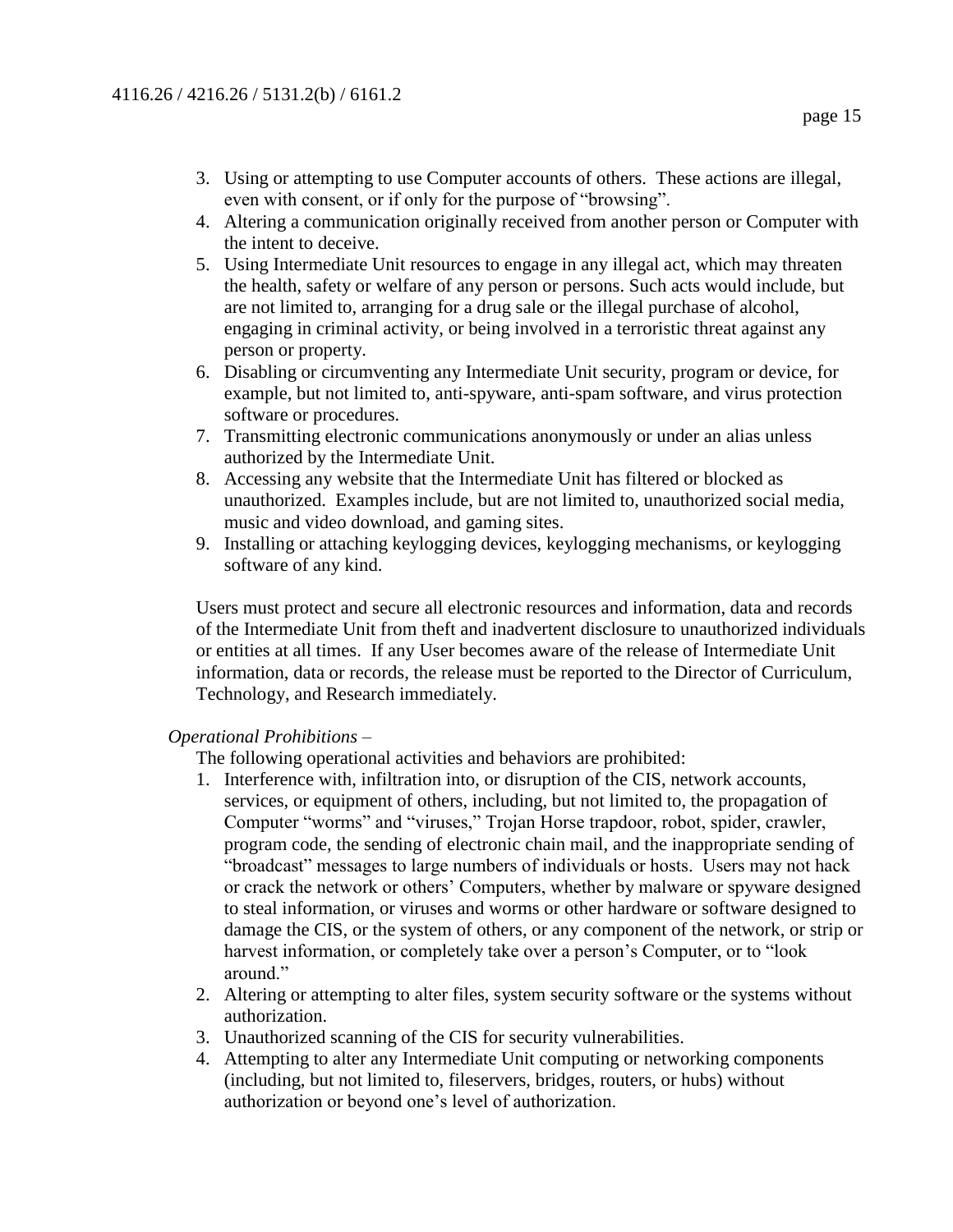3. Using or attempting to use Computer accounts of others. These actions are illegal, even with consent, or if only for the purpose of "browsing".
4. Altering a communication originally received from another person or Computer with the intent to deceive.
5. Using Intermediate Unit resources to engage in any illegal act, which may threaten the health, safety or welfare of any person or persons. Such acts would include, but are not limited to, arranging for a drug sale or the illegal purchase of alcohol, engaging in criminal activity, or being involved in a terroristic threat against any person or property.
6. Disabling or circumventing any Intermediate Unit security, program or device, for example, but not limited to, anti-spyware, anti-spam software, and virus protection software or procedures.
7. Transmitting electronic communications anonymously or under an alias unless authorized by the Intermediate Unit.
8. Accessing any website that the Intermediate Unit has filtered or blocked as unauthorized. Examples include, but are not limited to, unauthorized social media, music and video download, and gaming sites.
9. Installing or attaching keylogging devices, keylogging mechanisms, or keylogging software of any kind.

Users must protect and secure all electronic resources and information, data and records of the Intermediate Unit from theft and inadvertent disclosure to unauthorized individuals or entities at all times. If any User becomes aware of the release of Intermediate Unit information, data or records, the release must be reported to the Director of Curriculum, Technology, and Research immediately.

*Operational Prohibitions* –

The following operational activities and behaviors are prohibited:

1. Interference with, infiltration into, or disruption of the CIS, network accounts, services, or equipment of others, including, but not limited to, the propagation of Computer "worms" and "viruses," Trojan Horse trapdoor, robot, spider, crawler, program code, the sending of electronic chain mail, and the inappropriate sending of "broadcast" messages to large numbers of individuals or hosts. Users may not hack or crack the network or others' Computers, whether by malware or spyware designed to steal information, or viruses and worms or other hardware or software designed to damage the CIS, or the system of others, or any component of the network, or strip or harvest information, or completely take over a person's Computer, or to "look around."
2. Altering or attempting to alter files, system security software or the systems without authorization.
3. Unauthorized scanning of the CIS for security vulnerabilities.
4. Attempting to alter any Intermediate Unit computing or networking components (including, but not limited to, fileservers, bridges, routers, or hubs) without authorization or beyond one's level of authorization.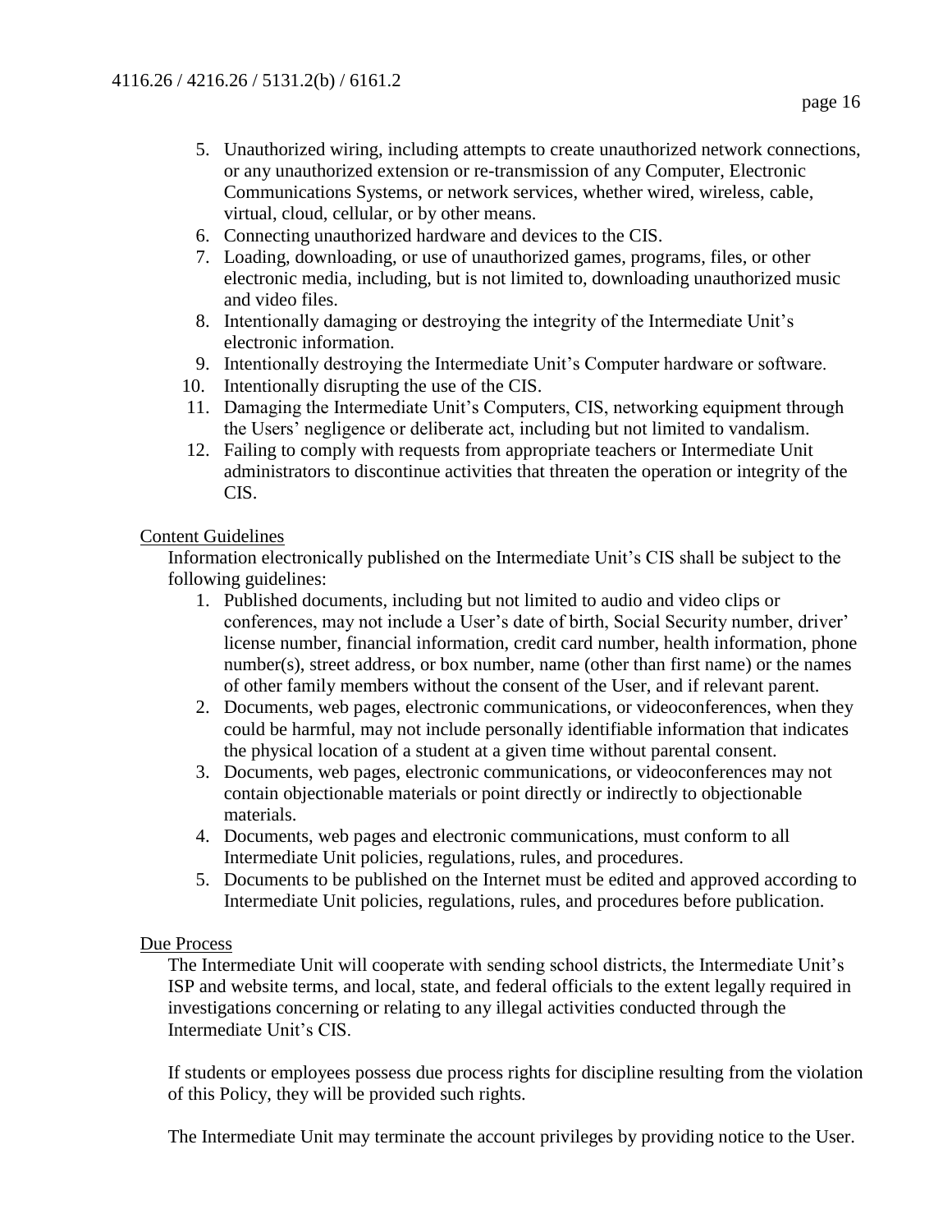5. Unauthorized wiring, including attempts to create unauthorized network connections, or any unauthorized extension or re-transmission of any Computer, Electronic Communications Systems, or network services, whether wired, wireless, cable, virtual, cloud, cellular, or by other means.
6. Connecting unauthorized hardware and devices to the CIS.
7. Loading, downloading, or use of unauthorized games, programs, files, or other electronic media, including, but is not limited to, downloading unauthorized music and video files.
8. Intentionally damaging or destroying the integrity of the Intermediate Unit's electronic information.
9. Intentionally destroying the Intermediate Unit's Computer hardware or software.
10. Intentionally disrupting the use of the CIS.
11. Damaging the Intermediate Unit's Computers, CIS, networking equipment through the Users' negligence or deliberate act, including but not limited to vandalism.
12. Failing to comply with requests from appropriate teachers or Intermediate Unit administrators to discontinue activities that threaten the operation or integrity of the CIS.

<u>Content Guidelines</u>

Information electronically published on the Intermediate Unit's CIS shall be subject to the following guidelines:

1. Published documents, including but not limited to audio and video clips or conferences, may not include a User's date of birth, Social Security number, driver' license number, financial information, credit card number, health information, phone number(s), street address, or box number, name (other than first name) or the names of other family members without the consent of the User, and if relevant parent.
2. Documents, web pages, electronic communications, or videoconferences, when they could be harmful, may not include personally identifiable information that indicates the physical location of a student at a given time without parental consent.
3. Documents, web pages, electronic communications, or videoconferences may not contain objectionable materials or point directly or indirectly to objectionable materials.
4. Documents, web pages and electronic communications, must conform to all Intermediate Unit policies, regulations, rules, and procedures.
5. Documents to be published on the Internet must be edited and approved according to Intermediate Unit policies, regulations, rules, and procedures before publication.

<u>Due Process</u>

The Intermediate Unit will cooperate with sending school districts, the Intermediate Unit's ISP and website terms, and local, state, and federal officials to the extent legally required in investigations concerning or relating to any illegal activities conducted through the Intermediate Unit's CIS.

If students or employees possess due process rights for discipline resulting from the violation of this Policy, they will be provided such rights.

The Intermediate Unit may terminate the account privileges by providing notice to the User.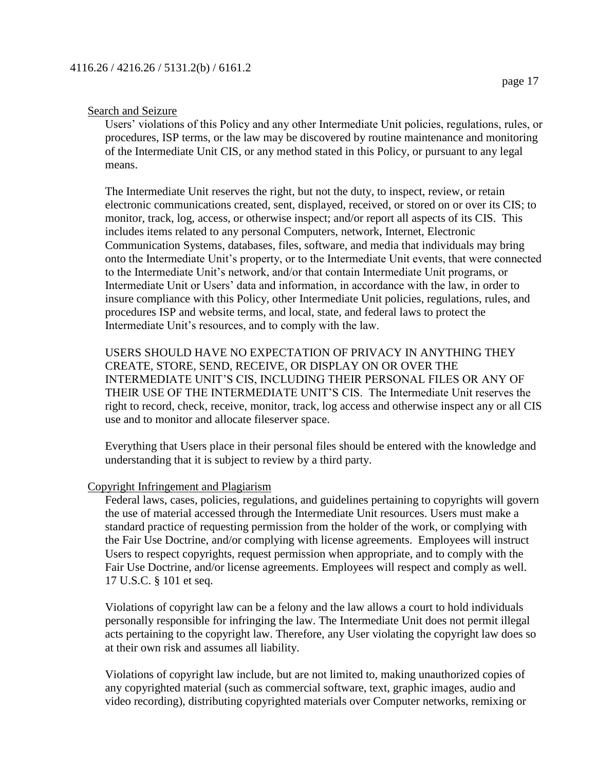Search and Seizure

Users' violations of this Policy and any other Intermediate Unit policies, regulations, rules, or procedures, ISP terms, or the law may be discovered by routine maintenance and monitoring of the Intermediate Unit CIS, or any method stated in this Policy, or pursuant to any legal means.

The Intermediate Unit reserves the right, but not the duty, to inspect, review, or retain electronic communications created, sent, displayed, received, or stored on or over its CIS; to monitor, track, log, access, or otherwise inspect; and/or report all aspects of its CIS. This includes items related to any personal Computers, network, Internet, Electronic Communication Systems, databases, files, software, and media that individuals may bring onto the Intermediate Unit's property, or to the Intermediate Unit events, that were connected to the Intermediate Unit's network, and/or that contain Intermediate Unit programs, or Intermediate Unit or Users' data and information, in accordance with the law, in order to insure compliance with this Policy, other Intermediate Unit policies, regulations, rules, and procedures ISP and website terms, and local, state, and federal laws to protect the Intermediate Unit's resources, and to comply with the law.

USERS SHOULD HAVE NO EXPECTATION OF PRIVACY IN ANYTHING THEY CREATE, STORE, SEND, RECEIVE, OR DISPLAY ON OR OVER THE INTERMEDIATE UNIT'S CIS, INCLUDING THEIR PERSONAL FILES OR ANY OF THEIR USE OF THE INTERMEDIATE UNIT'S CIS. The Intermediate Unit reserves the right to record, check, receive, monitor, track, log access and otherwise inspect any or all CIS use and to monitor and allocate fileserver space.

Everything that Users place in their personal files should be entered with the knowledge and understanding that it is subject to review by a third party.

Copyright Infringement and Plagiarism

Federal laws, cases, policies, regulations, and guidelines pertaining to copyrights will govern the use of material accessed through the Intermediate Unit resources. Users must make a standard practice of requesting permission from the holder of the work, or complying with the Fair Use Doctrine, and/or complying with license agreements. Employees will instruct Users to respect copyrights, request permission when appropriate, and to comply with the Fair Use Doctrine, and/or license agreements. Employees will respect and comply as well. 17 U.S.C. § 101 et seq.

Violations of copyright law can be a felony and the law allows a court to hold individuals personally responsible for infringing the law. The Intermediate Unit does not permit illegal acts pertaining to the copyright law. Therefore, any User violating the copyright law does so at their own risk and assumes all liability.

Violations of copyright law include, but are not limited to, making unauthorized copies of any copyrighted material (such as commercial software, text, graphic images, audio and video recording), distributing copyrighted materials over Computer networks, remixing or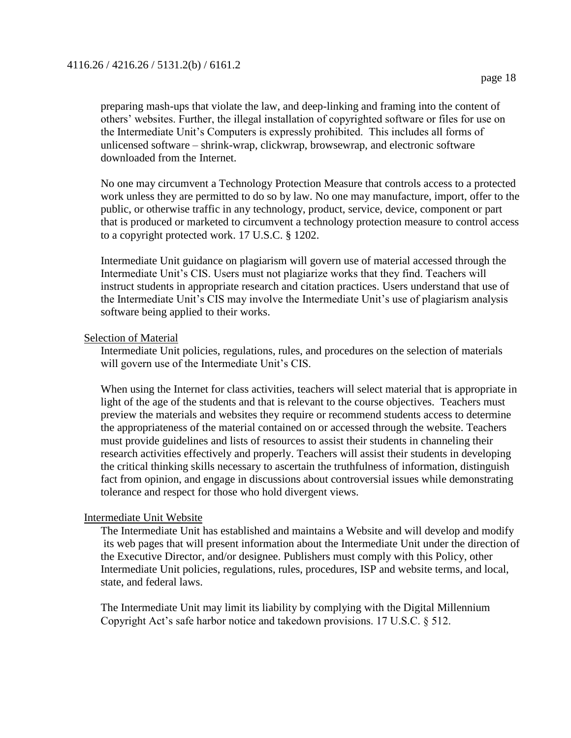preparing mash-ups that violate the law, and deep-linking and framing into the content of others' websites. Further, the illegal installation of copyrighted software or files for use on the Intermediate Unit's Computers is expressly prohibited. This includes all forms of unlicensed software – shrink-wrap, clickwrap, browsewrap, and electronic software downloaded from the Internet.

No one may circumvent a Technology Protection Measure that controls access to a protected work unless they are permitted to do so by law. No one may manufacture, import, offer to the public, or otherwise traffic in any technology, product, service, device, component or part that is produced or marketed to circumvent a technology protection measure to control access to a copyright protected work. 17 U.S.C. § 1202.

Intermediate Unit guidance on plagiarism will govern use of material accessed through the Intermediate Unit's CIS. Users must not plagiarize works that they find. Teachers will instruct students in appropriate research and citation practices. Users understand that use of the Intermediate Unit's CIS may involve the Intermediate Unit's use of plagiarism analysis software being applied to their works.

Selection of Material

Intermediate Unit policies, regulations, rules, and procedures on the selection of materials will govern use of the Intermediate Unit's CIS.

When using the Internet for class activities, teachers will select material that is appropriate in light of the age of the students and that is relevant to the course objectives. Teachers must preview the materials and websites they require or recommend students access to determine the appropriateness of the material contained on or accessed through the website. Teachers must provide guidelines and lists of resources to assist their students in channeling their research activities effectively and properly. Teachers will assist their students in developing the critical thinking skills necessary to ascertain the truthfulness of information, distinguish fact from opinion, and engage in discussions about controversial issues while demonstrating tolerance and respect for those who hold divergent views.

Intermediate Unit Website

The Intermediate Unit has established and maintains a Website and will develop and modify its web pages that will present information about the Intermediate Unit under the direction of the Executive Director, and/or designee. Publishers must comply with this Policy, other Intermediate Unit policies, regulations, rules, procedures, ISP and website terms, and local, state, and federal laws.

The Intermediate Unit may limit its liability by complying with the Digital Millennium Copyright Act's safe harbor notice and takedown provisions. 17 U.S.C. § 512.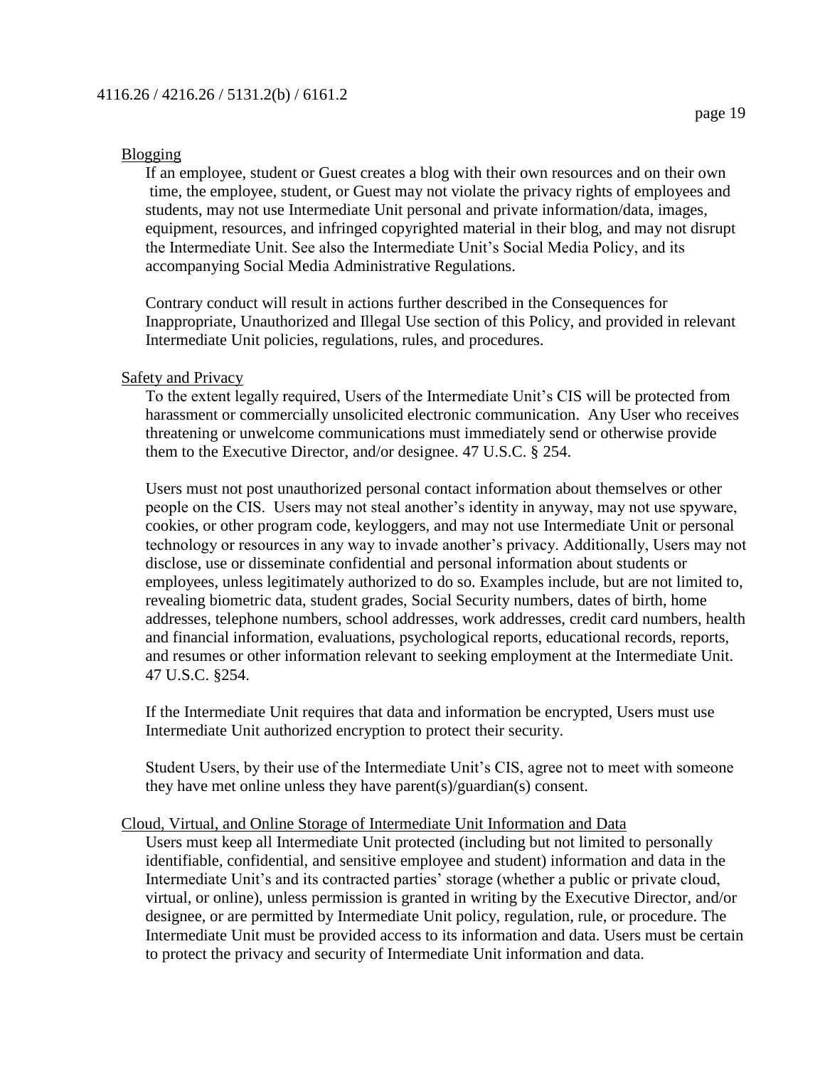### Blogging

If an employee, student or Guest creates a blog with their own resources and on their own time, the employee, student, or Guest may not violate the privacy rights of employees and students, may not use Intermediate Unit personal and private information/data, images, equipment, resources, and infringed copyrighted material in their blog, and may not disrupt the Intermediate Unit. See also the Intermediate Unit's Social Media Policy, and its accompanying Social Media Administrative Regulations.

Contrary conduct will result in actions further described in the Consequences for Inappropriate, Unauthorized and Illegal Use section of this Policy, and provided in relevant Intermediate Unit policies, regulations, rules, and procedures.

### Safety and Privacy

To the extent legally required, Users of the Intermediate Unit's CIS will be protected from harassment or commercially unsolicited electronic communication. Any User who receives threatening or unwelcome communications must immediately send or otherwise provide them to the Executive Director, and/or designee. 47 U.S.C. § 254.

Users must not post unauthorized personal contact information about themselves or other people on the CIS. Users may not steal another's identity in anyway, may not use spyware, cookies, or other program code, keyloggers, and may not use Intermediate Unit or personal technology or resources in any way to invade another's privacy. Additionally, Users may not disclose, use or disseminate confidential and personal information about students or employees, unless legitimately authorized to do so. Examples include, but are not limited to, revealing biometric data, student grades, Social Security numbers, dates of birth, home addresses, telephone numbers, school addresses, work addresses, credit card numbers, health and financial information, evaluations, psychological reports, educational records, reports, and resumes or other information relevant to seeking employment at the Intermediate Unit. 47 U.S.C. §254.

If the Intermediate Unit requires that data and information be encrypted, Users must use Intermediate Unit authorized encryption to protect their security.

Student Users, by their use of the Intermediate Unit's CIS, agree not to meet with someone they have met online unless they have parent(s)/guardian(s) consent.

### Cloud, Virtual, and Online Storage of Intermediate Unit Information and Data

Users must keep all Intermediate Unit protected (including but not limited to personally identifiable, confidential, and sensitive employee and student) information and data in the Intermediate Unit's and its contracted parties' storage (whether a public or private cloud, virtual, or online), unless permission is granted in writing by the Executive Director, and/or designee, or are permitted by Intermediate Unit policy, regulation, rule, or procedure. The Intermediate Unit must be provided access to its information and data. Users must be certain to protect the privacy and security of Intermediate Unit information and data.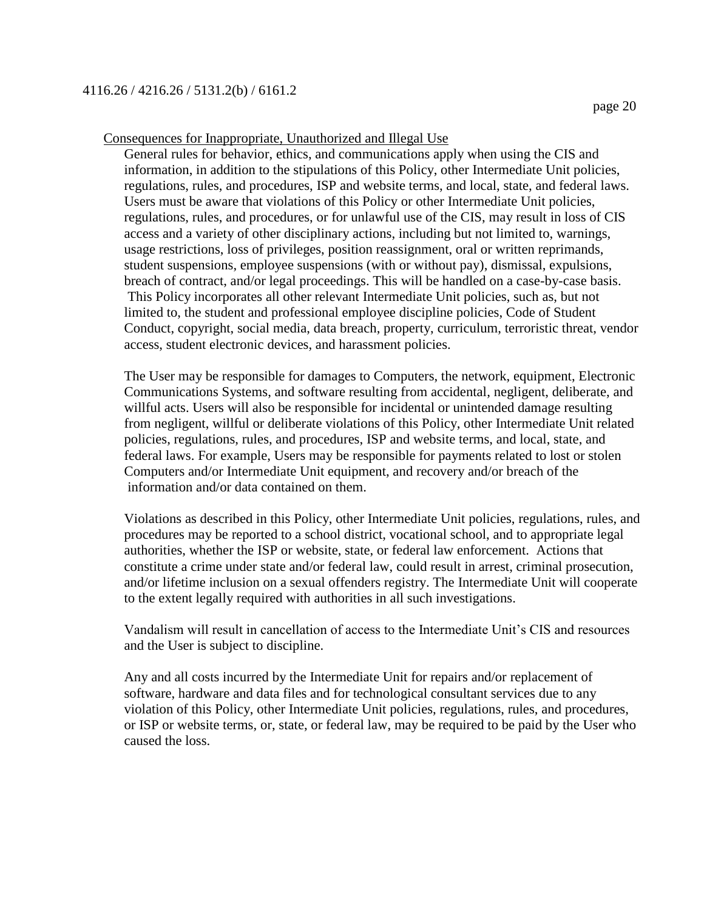Consequences for Inappropriate, Unauthorized and Illegal Use

General rules for behavior, ethics, and communications apply when using the CIS and information, in addition to the stipulations of this Policy, other Intermediate Unit policies, regulations, rules, and procedures, ISP and website terms, and local, state, and federal laws. Users must be aware that violations of this Policy or other Intermediate Unit policies, regulations, rules, and procedures, or for unlawful use of the CIS, may result in loss of CIS access and a variety of other disciplinary actions, including but not limited to, warnings, usage restrictions, loss of privileges, position reassignment, oral or written reprimands, student suspensions, employee suspensions (with or without pay), dismissal, expulsions, breach of contract, and/or legal proceedings. This will be handled on a case-by-case basis. This Policy incorporates all other relevant Intermediate Unit policies, such as, but not limited to, the student and professional employee discipline policies, Code of Student Conduct, copyright, social media, data breach, property, curriculum, terroristic threat, vendor access, student electronic devices, and harassment policies.

The User may be responsible for damages to Computers, the network, equipment, Electronic Communications Systems, and software resulting from accidental, negligent, deliberate, and willful acts. Users will also be responsible for incidental or unintended damage resulting from negligent, willful or deliberate violations of this Policy, other Intermediate Unit related policies, regulations, rules, and procedures, ISP and website terms, and local, state, and federal laws. For example, Users may be responsible for payments related to lost or stolen Computers and/or Intermediate Unit equipment, and recovery and/or breach of the information and/or data contained on them.

Violations as described in this Policy, other Intermediate Unit policies, regulations, rules, and procedures may be reported to a school district, vocational school, and to appropriate legal authorities, whether the ISP or website, state, or federal law enforcement. Actions that constitute a crime under state and/or federal law, could result in arrest, criminal prosecution, and/or lifetime inclusion on a sexual offenders registry. The Intermediate Unit will cooperate to the extent legally required with authorities in all such investigations.

Vandalism will result in cancellation of access to the Intermediate Unit's CIS and resources and the User is subject to discipline.

Any and all costs incurred by the Intermediate Unit for repairs and/or replacement of software, hardware and data files and for technological consultant services due to any violation of this Policy, other Intermediate Unit policies, regulations, rules, and procedures, or ISP or website terms, or, state, or federal law, may be required to be paid by the User who caused the loss.